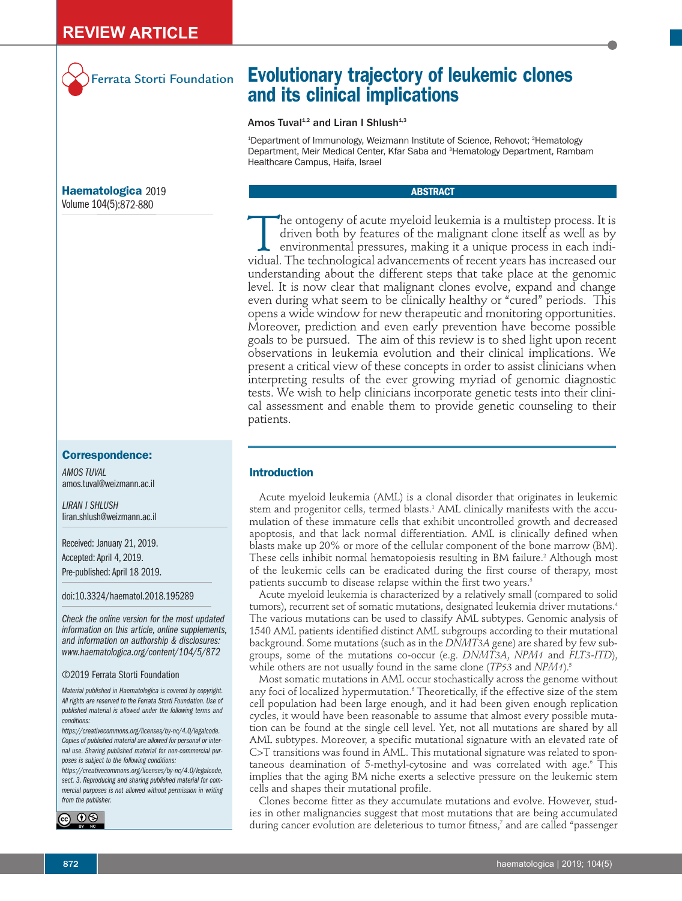REVIEW ARTICLE

Ferrata Storti Foundation

# Evolutionary trajectory of leukemic clones and its clinical implications

Amos Tuval[1,2] and Liran I Shlush[1,3]

[1]Department of Immunology, Weizmann Institute of Science, Rehovot; [2]Hematology Department, Meir Medical Center, Kfar Saba and [3]Hematology Department, Rambam Healthcare Campus, Haifa, Israel

**Haematologica** 2019
Volume 104(5):872-880

## ABSTRACT

The ontogeny of acute myeloid leukemia is a multistep process. It is driven both by features of the malignant clone itself as well as by environmental pressures, making it a unique process in each individual. The technological advancements of recent years has increased our understanding about the different steps that take place at the genomic level. It is now clear that malignant clones evolve, expand and change even during what seem to be clinically healthy or "cured" periods. This opens a wide window for new therapeutic and monitoring opportunities. Moreover, prediction and even early prevention have become possible goals to be pursued. The aim of this review is to shed light upon recent observations in leukemia evolution and their clinical implications. We present a critical view of these concepts in order to assist clinicians when interpreting results of the ever growing myriad of genomic diagnostic tests. We wish to help clinicians incorporate genetic tests into their clinical assessment and enable them to provide genetic counseling to their patients.

**Correspondence:**

*AMOS TUVAL*
amos.tuval@weizmann.ac.il

*LIRAN I SHLUSH*
liran.shlush@weizmann.ac.il

Received: January 21, 2019.
Accepted: April 4, 2019.
Pre-published: April 18 2019.

doi:10.3324/haematol.2018.195289

*Check the online version for the most updated information on this article, online supplements, and information on authorship & disclosures: www.haematologica.org/content/104/5/872*

©2019 Ferrata Storti Foundation

*Material published in Haematologica is covered by copyright. All rights are reserved to the Ferrata Storti Foundation. Use of published material is allowed under the following terms and conditions: https://creativecommons.org/licenses/by-nc/4.0/legalcode. Copies of published material are allowed for personal or internal use. Sharing published material for non-commercial purposes is subject to the following conditions: https://creativecommons.org/licenses/by-nc/4.0/legalcode, sect. 3. Reproducing and sharing published material for commercial purposes is not allowed without permission in writing from the publisher.*

## Introduction

Acute myeloid leukemia (AML) is a clonal disorder that originates in leukemic stem and progenitor cells, termed blasts.[1] AML clinically manifests with the accumulation of these immature cells that exhibit uncontrolled growth and decreased apoptosis, and that lack normal differentiation. AML is clinically defined when blasts make up 20% or more of the cellular component of the bone marrow (BM). These cells inhibit normal hematopoiesis resulting in BM failure.[2] Although most of the leukemic cells can be eradicated during the first course of therapy, most patients succumb to disease relapse within the first two years.[3]

Acute myeloid leukemia is characterized by a relatively small (compared to solid tumors), recurrent set of somatic mutations, designated leukemia driver mutations.[4] The various mutations can be used to classify AML subtypes. Genomic analysis of 1540 AML patients identified distinct AML subgroups according to their mutational background. Some mutations (such as in the *DNMT3A* gene) are shared by few subgroups, some of the mutations co-occur (e.g. *DNMT3A*, *NPM1* and *FLT3-ITD*), while others are not usually found in the same clone (*TP53* and *NPM1*).[5]

Most somatic mutations in AML occur stochastically across the genome without any foci of localized hypermutation.[6] Theoretically, if the effective size of the stem cell population had been large enough, and it had been given enough replication cycles, it would have been reasonable to assume that almost every possible mutation can be found at the single cell level. Yet, not all mutations are shared by all AML subtypes. Moreover, a specific mutational signature with an elevated rate of C>T transitions was found in AML. This mutational signature was related to spontaneous deamination of 5-methyl-cytosine and was correlated with age.[6] This implies that the aging BM niche exerts a selective pressure on the leukemic stem cells and shapes their mutational profile.

Clones become fitter as they accumulate mutations and evolve. However, studies in other malignancies suggest that most mutations that are being accumulated during cancer evolution are deleterious to tumor fitness,[7] and are called "passenger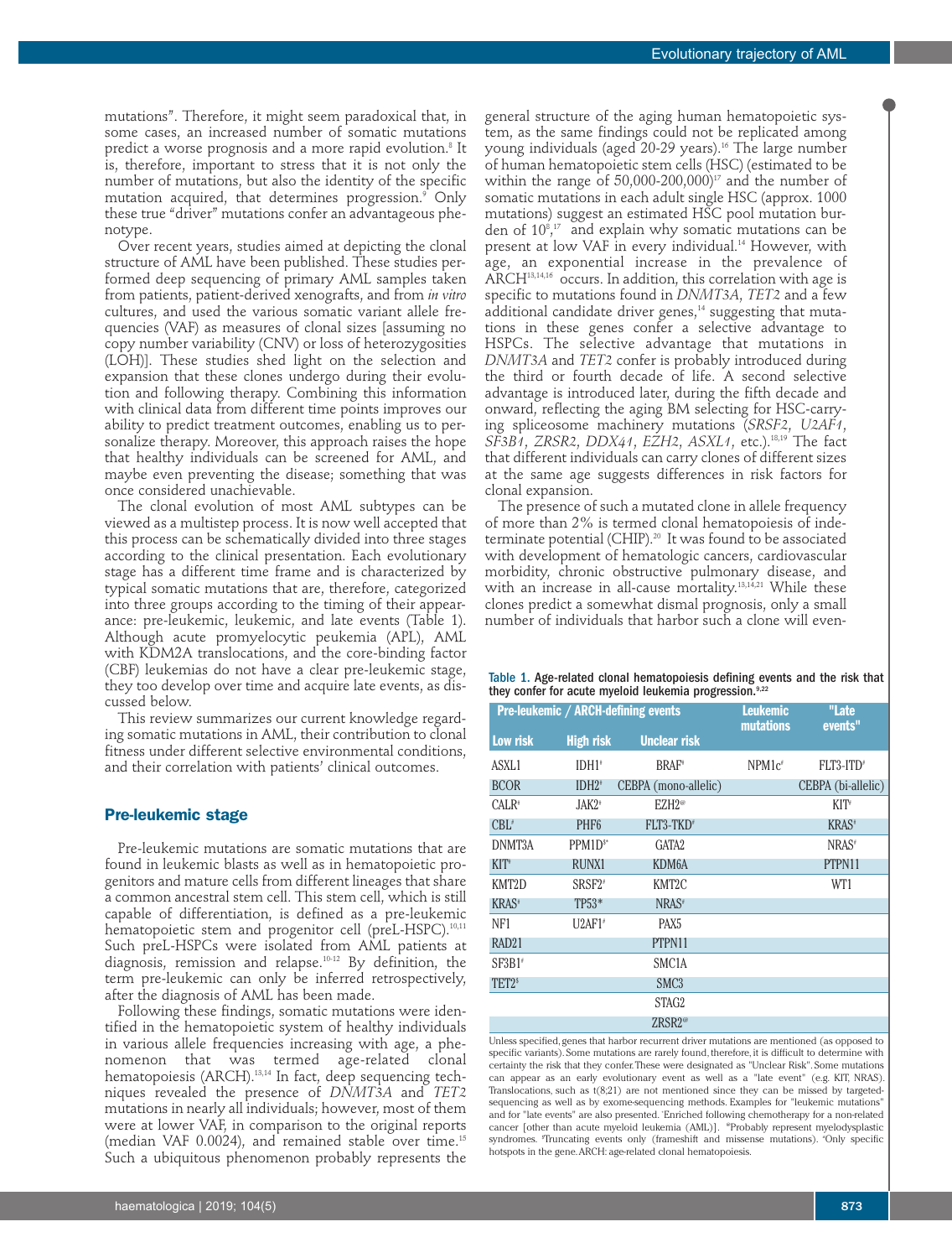mutations". Therefore, it might seem paradoxical that, in some cases, an increased number of somatic mutations predict a worse prognosis and a more rapid evolution.[8] It is, therefore, important to stress that it is not only the number of mutations, but also the identity of the specific mutation acquired, that determines progression.[9] Only these true "driver" mutations confer an advantageous phenotype.

Over recent years, studies aimed at depicting the clonal structure of AML have been published. These studies performed deep sequencing of primary AML samples taken from patients, patient-derived xenografts, and from *in vitro* cultures, and used the various somatic variant allele frequencies (VAF) as measures of clonal sizes [assuming no copy number variability (CNV) or loss of heterozygosities (LOH)]. These studies shed light on the selection and expansion that these clones undergo during their evolution and following therapy. Combining this information with clinical data from different time points improves our ability to predict treatment outcomes, enabling us to personalize therapy. Moreover, this approach raises the hope that healthy individuals can be screened for AML, and maybe even preventing the disease; something that was once considered unachievable.

The clonal evolution of most AML subtypes can be viewed as a multistep process. It is now well accepted that this process can be schematically divided into three stages according to the clinical presentation. Each evolutionary stage has a different time frame and is characterized by typical somatic mutations that are, therefore, categorized into three groups according to the timing of their appearance: pre-leukemic, leukemic, and late events (Table 1). Although acute promyelocytic peukemia (APL), AML with KDM2A translocations, and the core-binding factor (CBF) leukemias do not have a clear pre-leukemic stage, they too develop over time and acquire late events, as discussed below.

This review summarizes our current knowledge regarding somatic mutations in AML, their contribution to clonal fitness under different selective environmental conditions, and their correlation with patients' clinical outcomes.

## Pre-leukemic stage

Pre-leukemic mutations are somatic mutations that are found in leukemic blasts as well as in hematopoietic progenitors and mature cells from different lineages that share a common ancestral stem cell. This stem cell, which is still capable of differentiation, is defined as a pre-leukemic hematopoietic stem and progenitor cell (preL-HSPC).[10,11] Such preL-HSPCs were isolated from AML patients at diagnosis, remission and relapse.[10-12] By definition, the term pre-leukemic can only be inferred retrospectively, after the diagnosis of AML has been made.

Following these findings, somatic mutations were identified in the hematopoietic system of healthy individuals in various allele frequencies increasing with age, a phenomenon that was termed age-related clonal hematopoiesis (ARCH).[13,14] In fact, deep sequencing techniques revealed the presence of *DNMT3A* and *TET2* mutations in nearly all individuals; however, most of them were at lower VAF, in comparison to the original reports (median VAF 0.0024), and remained stable over time.[15] Such a ubiquitous phenomenon probably represents the general structure of the aging human hematopoietic system, as the same findings could not be replicated among young individuals (aged 20-29 years).[16] The large number of human hematopoietic stem cells (HSC) (estimated to be within the range of 50,000-200,000)[17] and the number of somatic mutations in each adult single HSC (approx. 1000 mutations) suggest an estimated HSC pool mutation burden of $10^8$,[17] and explain why somatic mutations can be present at low VAF in every individual.[14] However, with age, an exponential increase in the prevalence of ARCH[13,14,16] occurs. In addition, this correlation with age is specific to mutations found in *DNMT3A*, *TET2* and a few additional candidate driver genes,[14] suggesting that mutations in these genes confer a selective advantage to HSPCs. The selective advantage that mutations in *DNMT3A* and *TET2* confer is probably introduced during the third or fourth decade of life. A second selective advantage is introduced later, during the fifth decade and onward, reflecting the aging BM selecting for HSC-carrying spliceosome machinery mutations (*SRSF2*, *U2AF1*, *SF3B1*, *ZRSR2*, *DDX41*, *EZH2*, *ASXL1*, etc.).[18,19] The fact that different individuals can carry clones of different sizes at the same age suggests differences in risk factors for clonal expansion.

The presence of such a mutated clone in allele frequency of more than 2% is termed clonal hematopoiesis of indeterminate potential (CHIP).[20] It was found to be associated with development of hematologic cancers, cardiovascular morbidity, chronic obstructive pulmonary disease, and with an increase in all-cause mortality.[13,14,21] While these clones predict a somewhat dismal prognosis, only a small number of individuals that harbor such a clone will even-

**Table 1.** Age-related clonal hematopoiesis defining events and the risk that they confer for acute myeloid leukemia progression.[9,22]

| Pre-leukemic / ARCH-defining events | | | Leukemic mutations | "Late events" |
|---|---|---|---|---|
| Low risk | High risk | Unclear risk | | |
| ASXL1 | IDH1* | BRAF* | NPM1c# | FLT3-ITD# |
| BCOR | IDH2* | CEBPA (mono-allelic) | | CEBPA (bi-allelic) |
| CALR* | JAK2* | EZH2@ | | KIT* |
| CBL# | PHF6 | FLT3-TKD# | | KRAS* |
| DNMT3A | PPM1D$* | GATA2 | | NRAS* |
| KIT* | RUNX1 | KDM6A | | PTPN11 |
| KMT2D | SRSF2# | KMT2C | | WT1 |
| KRAS* | TP53* | NRAS# | | |
| NF1 | U2AF1# | PAX5 | | |
| RAD21 | | PTPN11 | | |
| SF3B1# | | SMC1A | | |
| TET2$ | | SMC3 | | |
| | | STAG2 | | |
| | | ZRSR2@ | | |

Unless specified, genes that harbor recurrent driver mutations are mentioned (as opposed to specific variants). Some mutations are rarely found, therefore, it is difficult to determine with certainty the risk that they confer. These were designated as "Unclear Risk". Some mutations can appear as an early evolutionary event as well as a "late event" (e.g. KIT, NRAS). Translocations, such as t(8;21) are not mentioned since they can be missed by targeted-sequencing as well as by exome-sequencing methods. Examples for "leukemic mutations" and for "late events" are also presented. $Enriched following chemotherapy for a non-related cancer [other than acute myeloid leukemia (AML)]. @Probably represent myelodysplastic syndromes. @Truncating events only (frameshift and missense mutations). #Only specific hotspots in the gene. ARCH: age-related clonal hematopoiesis.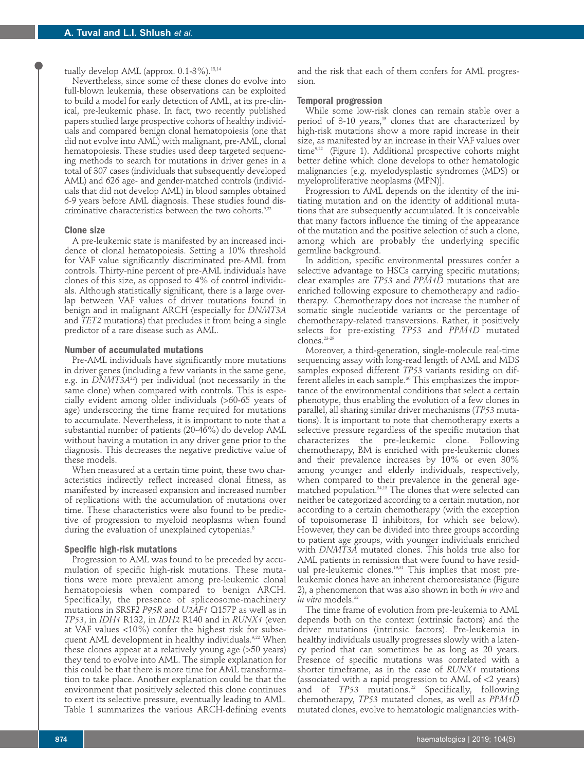tually develop AML (approx. 0.1-3%).[13,14]

Nevertheless, since some of these clones do evolve into full-blown leukemia, these observations can be exploited to build a model for early detection of AML, at its pre-clinical, pre-leukemic phase. In fact, two recently published papers studied large prospective cohorts of healthy individuals and compared benign clonal hematopoiesis (one that did not evolve into AML) with malignant, pre-AML, clonal hematopoiesis. These studies used deep targeted sequencing methods to search for mutations in driver genes in a total of 307 cases (individuals that subsequently developed AML) and 626 age- and gender-matched controls (individuals that did not develop AML) in blood samples obtained 6-9 years before AML diagnosis. These studies found discriminative characteristics between the two cohorts.[9,22]

### Clone size

A pre-leukemic state is manifested by an increased incidence of clonal hematopoiesis. Setting a 10% threshold for VAF value significantly discriminated pre-AML from controls. Thirty-nine percent of pre-AML individuals have clones of this size, as opposed to 4% of control individuals. Although statistically significant, there is a large overlap between VAF values of driver mutations found in benign and in malignant ARCH (especially for *DNMT3A* and *TET2* mutations) that precludes it from being a single predictor of a rare disease such as AML.

### Number of accumulated mutations

Pre-AML individuals have significantly more mutations in driver genes (including a few variants in the same gene, e.g. in *DNMT3A*[22]) per individual (not necessarily in the same clone) when compared with controls. This is especially evident among older individuals (>60-65 years of age) underscoring the time frame required for mutations to accumulate. Nevertheless, it is important to note that a substantial number of patients (20-46%) do develop AML without having a mutation in any driver gene prior to the diagnosis. This decreases the negative predictive value of these models.

When measured at a certain time point, these two characteristics indirectly reflect increased clonal fitness, as manifested by increased expansion and increased number of replications with the accumulation of mutations over time. These characteristics were also found to be predictive of progression to myeloid neoplasms when found during the evaluation of unexplained cytopenias.[8]

### Specific high-risk mutations

Progression to AML was found to be preceded by accumulation of specific high-risk mutations. These mutations were more prevalent among pre-leukemic clonal hematopoiesis when compared to benign ARCH. Specifically, the presence of spliceosome-machinery mutations in SRSF2 *P95R* and *U2AF1* Q157P as well as in *TP53*, in *IDH1* R132, in *IDH2* R140 and in *RUNX1* (even at VAF values <10%) confer the highest risk for subsequent AML development in healthy young adults.[9,22] When these clones appear at a relatively young age (>50 years) they tend to evolve into AML. The simple explanation for this could be that there is more time for AML transformation to take place. Another explanation could be that the environment that positively selected this clone continues to exert its selective pressure, eventually leading to AML. Table 1 summarizes the various ARCH-defining events and the risk that each of them confers for AML progression.

### Temporal progression

While some low-risk clones can remain stable over a period of 3-10 years,[15] clones that are characterized by high-risk mutations show a more rapid increase in their size, as manifested by an increase in their VAF values over time[9,22] (Figure 1). Additional prospective cohorts might better define which clone develops to other hematologic malignancies [e.g. myelodysplastic syndromes (MDS) or myeloproliferative neoplasms (MPN)].

Progression to AML depends on the identity of the initiating mutation and on the identity of additional mutations that are subsequently accumulated. It is conceivable that many factors influence the timing of the appearance of the mutation and the positive selection of such a clone, among which are probably the underlying specific germline background.

In addition, specific environmental pressures confer a selective advantage to HSCs carrying specific mutations; clear examples are *TP53* and *PPM1D* mutations that are enriched following exposure to chemotherapy and radiotherapy. Chemotherapy does not increase the number of somatic single nucleotide variants or the percentage of chemotherapy-related transversions. Rather, it positively selects for pre-existing *TP53* and *PPM1D* mutated clones.[23-29]

Moreover, a third-generation, single-molecule real-time sequencing assay with long-read length of AML and MDS samples exposed different *TP53* variants residing on different alleles in each sample.[30] This emphasizes the importance of the environmental conditions that select a certain phenotype, thus enabling the evolution of a few clones in parallel, all sharing similar driver mechanisms (*TP53* mutations). It is important to note that chemotherapy exerts a selective pressure regardless of the specific mutation that characterizes the pre-leukemic clone. Following chemotherapy, BM is enriched with pre-leukemic clones and their prevalence increases by 10% or even 30% among younger and elderly individuals, respectively, when compared to their prevalence in the general age-matched population.[24,13] The clones that were selected can neither be categorized according to a certain mutation, nor according to a certain chemotherapy (with the exception of topoisomerase II inhibitors, for which see below). However, they can be divided into three groups according to patient age groups, with younger individuals enriched with *DNMT3A* mutated clones. This holds true also for AML patients in remission that were found to have residual pre-leukemic clones.[19,31] This implies that most pre-leukemic clones have an inherent chemoresistance (Figure 2), a phenomenon that was also shown in both *in vivo* and *in vitro* models.[32]

The time frame of evolution from pre-leukemia to AML depends both on the context (extrinsic factors) and the driver mutations (intrinsic factors). Pre-leukemia in healthy individuals usually progresses slowly with a latency period that can sometimes be as long as 20 years. Presence of specific mutations was correlated with a shorter timeframe, as in the case of *RUNX1* mutations (associated with a rapid progression to AML of <2 years) and of *TP53* mutations.[22] Specifically, following chemotherapy, *TP53* mutated clones, as well as *PPM1D* mutated clones, evolve to hematologic malignancies with-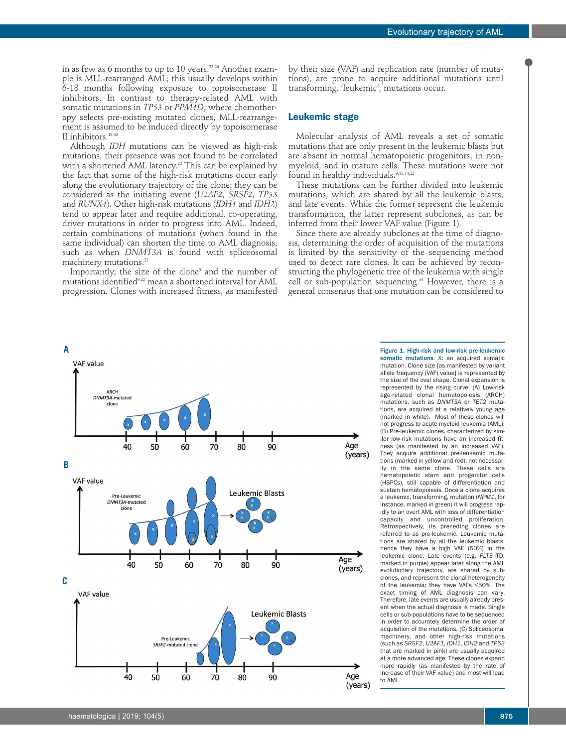in as few as 6 months to up to 10 years.[23,24] Another example is MLL-rearranged AML; this usually develops within 6-18 months following exposure to topoisomerase II inhibitors. In contrast to therapy-related AML with somatic mutations in *TP53* or *PPM1D*, where chemotherapy selects pre-existing mutated clones, MLL-rearrangement is assumed to be induced directly by topoisomerase II inhibitors.[19,33]

Although *IDH* mutations can be viewed as high-risk mutations, their presence was not found to be correlated with a shortened AML latency.[22] This can be explained by the fact that some of the high-risk mutations occur early along the evolutionary trajectory of the clone; they can be considered as the initiating event (*U2AF2*, *SRSF2*, *TP53* and *RUNX1*). Other high-risk mutations (*IDH1* and *IDH2*) tend to appear later and require additional, co-operating, driver mutations in order to progress into AML. Indeed, certain combinations of mutations (when found in the same individual) can shorten the time to AML diagnosis, such as when *DNMT3A* is found with spliceosomal machinery mutations.[22]

Importantly, the size of the clone[9] and the number of mutations identified[9,22] mean a shortened interval for AML progression. Clones with increased fitness, as manifested by their size (VAF) and replication rate (number of mutations), are prone to acquire additional mutations until transforming, 'leukemic', mutations occur.

## Leukemic stage

Molecular analysis of AML reveals a set of somatic mutations that are only present in the leukemic blasts but are absent in normal hematopoietic progenitors, in non-myeloid, and in mature cells. These mutations were not found in healthy individuals.[9,13,14,22]

These mutations can be further divided into leukemic mutations, which are shared by all the leukemic blasts, and late events. While the former represent the leukemic transformation, the latter represent subclones, as can be inferred from their lower VAF value (Figure 1).

Since there are already subclones at the time of diagnosis, determining the order of acquisition of the mutations is limited by the sensitivity of the sequencing method used to detect rare clones. It can be achieved by reconstructing the phylogenetic tree of the leukemia with single cell or sub-population sequencing.[34] However, there is a general consensus that one mutation can be considered to

**Figure 1. High-risk and low-risk pre-leukemic somatic mutations.** X: an acquired somatic mutation. Clone size [as manifested by variant allele frequency (VAF) value] is represented by the size of the oval shape. Clonal expansion is represented by the rising curve. (A) Low-risk age-related clonal hematopoiesis (ARCH) mutations, such as *DNMT3A* or *TET2* mutations, are acquired at a relatively young age (marked in white). Most of these clones will not progress to acute myeloid leukemia (AML). (B) Pre-leukemic clones, characterized by similar low-risk mutations have an increased fitness (as manifested by an increased VAF). They acquire additional pre-leukemic mutations (marked in yellow and red), not necessarily in the same clone. These cells are hematopoietic stem and progenitor cells (HSPCs), still capable of differentiation and sustain hematopoiesis. Once a clone acquires a leukemic, transforming, mutation (*NPM1*, for instance, marked in green) it will progress rapidly to an overt AML with loss of differentiation capacity and uncontrolled proliferation. Retrospectively, its preceding clones are referred to as pre-leukemic. Leukemic mutations are shared by all the leukemic blasts, hence they have a high VAF (50%) in the leukemic clone. Late events (e.g. *FLT3*-ITD, marked in purple) appear later along the AML evolutionary trajectory, are shared by subclones, and represent the clonal heterogeneity of the leukemia; they have VAFs ≤50%. The exact timing of AML diagnosis can vary. Therefore, late events are usually already present when the actual diagnosis is made. Single cells or sub-populations have to be sequenced in order to accurately determine the order of acquisition of the mutations. (C) Spliceosomal machinery, and other high-risk mutations (such as *SRSF2*, *U2AF1*, *IDH1*, *IDH2* and *TP53* that are marked in pink) are usually acquired at a more advanced age. These clones expand more rapidly (as manifested by the rate of increase of their VAF value) and most will lead to AML.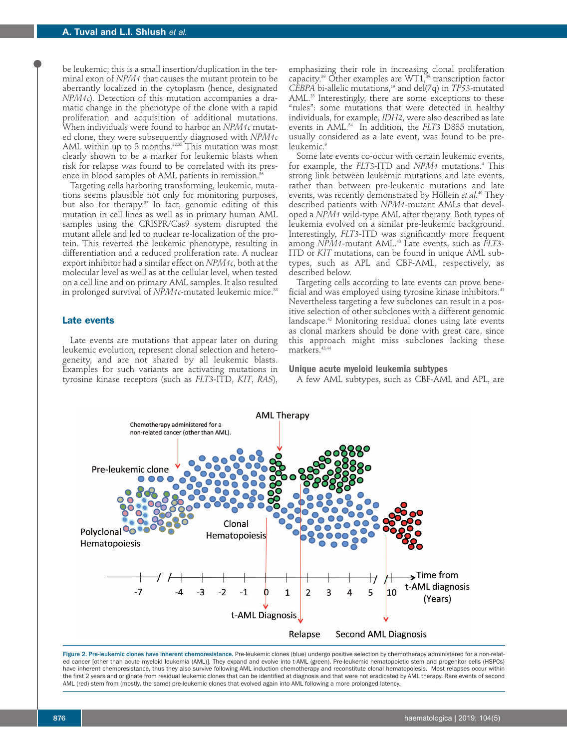be leukemic; this is a small insertion/duplication in the terminal exon of *NPM1* that causes the mutant protein to be aberrantly localized in the cytoplasm (hence, designated *NPM1c*). Detection of this mutation accompanies a dramatic change in the phenotype of the clone with a rapid proliferation and acquisition of additional mutations. When individuals were found to harbor an *NPM1c* mutated clone, they were subsequently diagnosed with *NPM1c* AML within up to 3 months.[22,35] This mutation was most clearly shown to be a marker for leukemic blasts when risk for relapse was found to be correlated with its presence in blood samples of AML patients in remission.[36]

Targeting cells harboring transforming, leukemic, mutations seems plausible not only for monitoring purposes, but also for therapy.[37] In fact, genomic editing of this mutation in cell lines as well as in primary human AML samples using the CRISPR/Cas9 system disrupted the mutant allele and led to nuclear re-localization of the protein. This reverted the leukemic phenotype, resulting in differentiation and a reduced proliferation rate. A nuclear export inhibitor had a similar effect on *NPM1c*, both at the molecular level as well as at the cellular level, when tested on a cell line and on primary AML samples. It also resulted in prolonged survival of *NPM1c*-mutated leukemic mice.[38]

## Late events

Late events are mutations that appear later on during leukemic evolution, represent clonal selection and heterogeneity, and are not shared by all leukemic blasts. Examples for such variants are activating mutations in tyrosine kinase receptors (such as *FLT3*-ITD, *KIT*, *RAS*), emphasizing their role in increasing clonal proliferation capacity.[39] Other examples are WT1,[39] transcription factor *CEBPA* bi-allelic mutations,[19] and del(7q) in *TP53*-mutated AML.[23] Interestingly, there are some exceptions to these "rules": some mutations that were detected in healthy individuals, for example, *IDH2*, were also described as late events in AML.[34] In addition, the *FLT3* D835 mutation, usually considered as a late event, was found to be pre-leukemic.[9]

Some late events co-occur with certain leukemic events, for example, the *FLT3*-ITD and *NPM1* mutations.[4] This strong link between leukemic mutations and late events, rather than between pre-leukemic mutations and late events, was recently demonstrated by Höllein *et al.*[40] They described patients with *NPM1*-mutant AMLs that developed a *NPM1* wild-type AML after therapy. Both types of leukemia evolved on a similar pre-leukemic background. Interestingly, *FLT3*-ITD was significantly more frequent among *NPM1*-mutant AML.[40] Late events, such as *FLT3*-ITD or *KIT* mutations, can be found in unique AML subtypes, such as APL and CBF-AML, respectively, as described below.

Targeting cells according to late events can prove beneficial and was employed using tyrosine kinase inhibitors.[41] Nevertheless targeting a few subclones can result in a positive selection of other subclones with a different genomic landscape.[42] Monitoring residual clones using late events as clonal markers should be done with great care, since this approach might miss subclones lacking these markers.[43,44]

### Unique acute myeloid leukemia subtypes

A few AML subtypes, such as CBF-AML and APL, are

**Figure 2. Pre-leukemic clones have inherent chemoresistance.** Pre-leukemic clones (blue) undergo positive selection by chemotherapy administered for a non-related cancer [other than acute myeloid leukemia (AML)]. They expand and evolve into t-AML (green). Pre-leukemic hematopoietic stem and progenitor cells (HSPCs) have inherent chemoresistance, thus they also survive following AML induction chemotherapy and reconstitute clonal hematopoiesis. Most relapses occur within the first 2 years and originate from residual leukemic clones that can be identified at diagnosis and that were not eradicated by AML therapy. Rare events of second AML (red) stem from (mostly, the same) pre-leukemic clones that evolved again into AML following a more prolonged latency.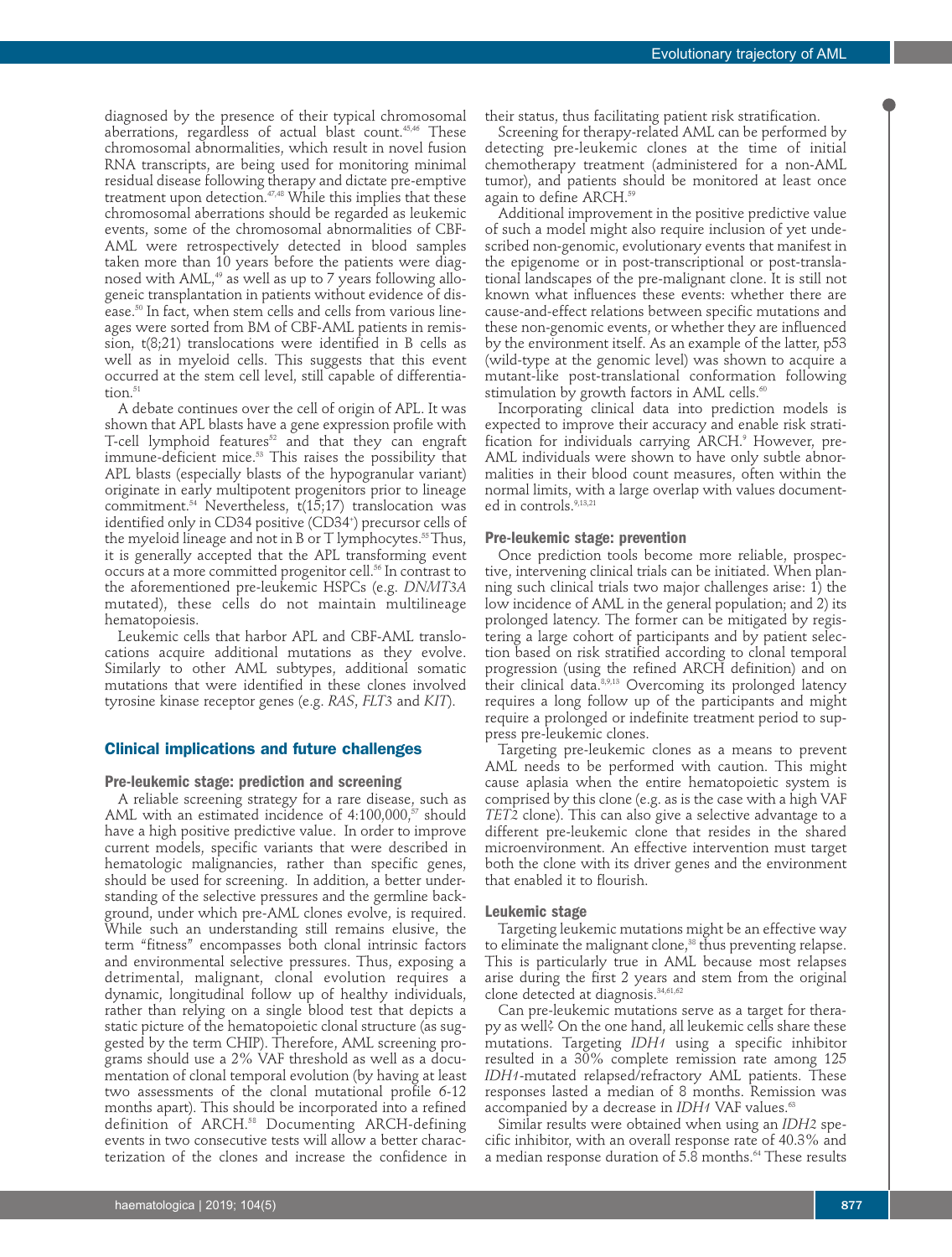diagnosed by the presence of their typical chromosomal aberrations, regardless of actual blast count.[45,46] These chromosomal abnormalities, which result in novel fusion RNA transcripts, are being used for monitoring minimal residual disease following therapy and dictate pre-emptive treatment upon detection.[47,48] While this implies that these chromosomal aberrations should be regarded as leukemic events, some of the chromosomal abnormalities of CBF-AML were retrospectively detected in blood samples taken more than 10 years before the patients were diagnosed with AML,[49] as well as up to 7 years following allogeneic transplantation in patients without evidence of disease.[50] In fact, when stem cells and cells from various lineages were sorted from BM of CBF-AML patients in remission, t(8;21) translocations were identified in B cells as well as in myeloid cells. This suggests that this event occurred at the stem cell level, still capable of differentiation.[51]

A debate continues over the cell of origin of APL. It was shown that APL blasts have a gene expression profile with T-cell lymphoid features[52] and that they can engraft immune-deficient mice.[53] This raises the possibility that APL blasts (especially blasts of the hypogranular variant) originate in early multipotent progenitors prior to lineage commitment.[54] Nevertheless, t(15;17) translocation was identified only in CD34 positive ($CD34^+$) precursor cells of the myeloid lineage and not in B or T lymphocytes.[55] Thus, it is generally accepted that the APL transforming event occurs at a more committed progenitor cell.[56] In contrast to the aforementioned pre-leukemic HSPCs (e.g. *DNMT3A* mutated), these cells do not maintain multilineage hematopoiesis.

Leukemic cells that harbor APL and CBF-AML translocations acquire additional mutations as they evolve. Similarly to other AML subtypes, additional somatic mutations that were identified in these clones involved tyrosine kinase receptor genes (e.g. *RAS*, *FLT3* and *KIT*).

## Clinical implications and future challenges

### Pre-leukemic stage: prediction and screening

A reliable screening strategy for a rare disease, such as AML with an estimated incidence of 4:100,000,[57] should have a high positive predictive value. In order to improve current models, specific variants that were described in hematologic malignancies, rather than specific genes, should be used for screening. In addition, a better understanding of the selective pressures and the germline background, under which pre-AML clones evolve, is required. While such an understanding still remains elusive, the term "fitness" encompasses both clonal intrinsic factors and environmental selective pressures. Thus, exposing a detrimental, malignant, clonal evolution requires a dynamic, longitudinal follow up of healthy individuals, rather than relying on a single blood test that depicts a static picture of the hematopoietic clonal structure (as suggested by the term CHIP). Therefore, AML screening programs should use a 2% VAF threshold as well as a documentation of clonal temporal evolution (by having at least two assessments of the clonal mutational profile 6-12 months apart). This should be incorporated into a refined definition of ARCH.[58] Documenting ARCH-defining events in two consecutive tests will allow a better characterization of the clones and increase the confidence in their status, thus facilitating patient risk stratification.

Screening for therapy-related AML can be performed by detecting pre-leukemic clones at the time of initial chemotherapy treatment (administered for a non-AML tumor), and patients should be monitored at least once again to define ARCH.[59]

Additional improvement in the positive predictive value of such a model might also require inclusion of yet undescribed non-genomic, evolutionary events that manifest in the epigenome or in post-transcriptional or post-translational landscapes of the pre-malignant clone. It is still not known what influences these events: whether there are cause-and-effect relations between specific mutations and these non-genomic events, or whether they are influenced by the environment itself. As an example of the latter, p53 (wild-type at the genomic level) was shown to acquire a mutant-like post-translational conformation following stimulation by growth factors in AML cells.[60]

Incorporating clinical data into prediction models is expected to improve their accuracy and enable risk stratification for individuals carrying ARCH.[9] However, pre-AML individuals were shown to have only subtle abnormalities in their blood count measures, often within the normal limits, with a large overlap with values documented in controls.[9,13,21]

### Pre-leukemic stage: prevention

Once prediction tools become more reliable, prospective, intervening clinical trials can be initiated. When planning such clinical trials two major challenges arise: 1) the low incidence of AML in the general population; and 2) its prolonged latency. The former can be mitigated by registering a large cohort of participants and by patient selection based on risk stratified according to clonal temporal progression (using the refined ARCH definition) and on their clinical data.[8,9,13] Overcoming its prolonged latency requires a long follow up of the participants and might require a prolonged or indefinite treatment period to suppress pre-leukemic clones.

Targeting pre-leukemic clones as a means to prevent AML needs to be performed with caution. This might cause aplasia when the entire hematopoietic system is comprised by this clone (e.g. as is the case with a high VAF *TET2* clone). This can also give a selective advantage to a different pre-leukemic clone that resides in the shared microenvironment. An effective intervention must target both the clone with its driver genes and the environment that enabled it to flourish.

### Leukemic stage

Targeting leukemic mutations might be an effective way to eliminate the malignant clone,[38] thus preventing relapse. This is particularly true in AML because most relapses arise during the first 2 years and stem from the original clone detected at diagnosis.[34,61,62]

Can pre-leukemic mutations serve as a target for therapy as well? On the one hand, all leukemic cells share these mutations. Targeting *IDH1* using a specific inhibitor resulted in a 30% complete remission rate among 125 *IDH1*-mutated relapsed/refractory AML patients. These responses lasted a median of 8 months. Remission was accompanied by a decrease in *IDH1* VAF values.[63]

Similar results were obtained when using an *IDH2* specific inhibitor, with an overall response rate of 40.3% and a median response duration of 5.8 months.[64] These results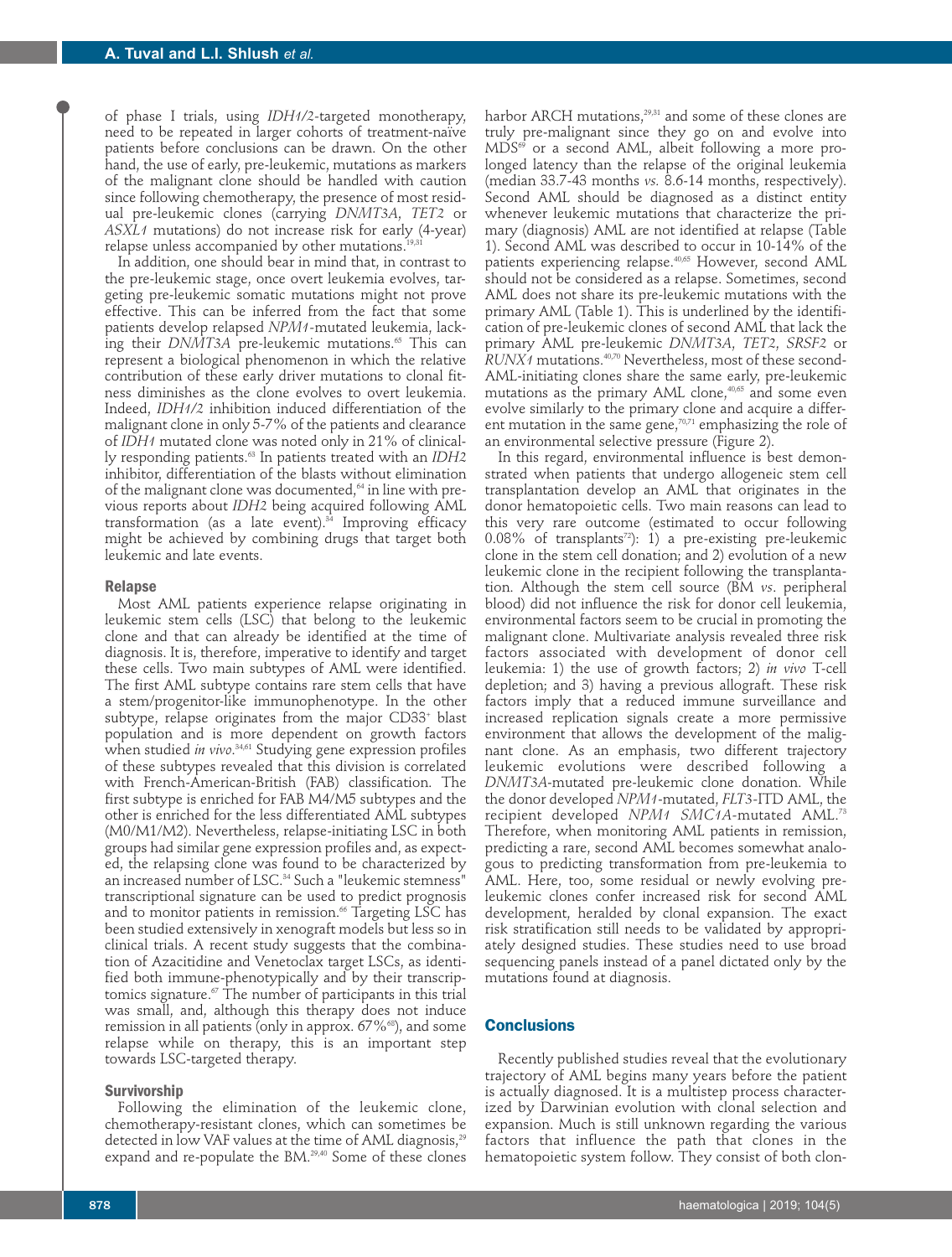of phase I trials, using *IDH1/2*-targeted monotherapy, need to be repeated in larger cohorts of treatment-naïve patients before conclusions can be drawn. On the other hand, the use of early, pre-leukemic, mutations as markers of the malignant clone should be handled with caution since following chemotherapy, the presence of most residual pre-leukemic clones (carrying *DNMT3A*, *TET2* or *ASXL1* mutations) do not increase risk for early (4-year) relapse unless accompanied by other mutations.[19,31]

In addition, one should bear in mind that, in contrast to the pre-leukemic stage, once overt leukemia evolves, targeting pre-leukemic somatic mutations might not prove effective. This can be inferred from the fact that some patients develop relapsed *NPM1*-mutated leukemia, lacking their *DNMT3A* pre-leukemic mutations.[65] This can represent a biological phenomenon in which the relative contribution of these early driver mutations to clonal fitness diminishes as the clone evolves to overt leukemia. Indeed, *IDH1/2* inhibition induced differentiation of the malignant clone in only 5-7% of the patients and clearance of *IDH1* mutated clone was noted only in 21% of clinically responding patients.[63] In patients treated with an *IDH2* inhibitor, differentiation of the blasts without elimination of the malignant clone was documented,[64] in line with previous reports about *IDH2* being acquired following AML transformation (as a late event).[34] Improving efficacy might be achieved by combining drugs that target both leukemic and late events.

## Relapse

Most AML patients experience relapse originating in leukemic stem cells (LSC) that belong to the leukemic clone and that can already be identified at the time of diagnosis. It is, therefore, imperative to identify and target these cells. Two main subtypes of AML were identified. The first AML subtype contains rare stem cells that have a stem/progenitor-like immunophenotype. In the other subtype, relapse originates from the major CD33[+] blast population and is more dependent on growth factors when studied *in vivo*.[34,61] Studying gene expression profiles of these subtypes revealed that this division is correlated with French-American-British (FAB) classification. The first subtype is enriched for FAB M4/M5 subtypes and the other is enriched for the less differentiated AML subtypes (M0/M1/M2). Nevertheless, relapse-initiating LSC in both groups had similar gene expression profiles and, as expected, the relapsing clone was found to be characterized by an increased number of LSC.[34] Such a "leukemic stemness" transcriptional signature can be used to predict prognosis and to monitor patients in remission.[66] Targeting LSC has been studied extensively in xenograft models but less so in clinical trials. A recent study suggests that the combination of Azacitidine and Venetoclax target LSCs, as identified both immune-phenotypically and by their transcriptomics signature.[67] The number of participants in this trial was small, and, although this therapy does not induce remission in all patients (only in approx. 67%[68]), and some relapse while on therapy, this is an important step towards LSC-targeted therapy.

## Survivorship

Following the elimination of the leukemic clone, chemotherapy-resistant clones, which can sometimes be detected in low VAF values at the time of AML diagnosis,[29] expand and re-populate the BM.[29,40] Some of these clones harbor ARCH mutations,[29,31] and some of these clones are truly pre-malignant since they go on and evolve into MDS[69] or a second AML, albeit following a more prolonged latency than the relapse of the original leukemia (median 33.7-43 months *vs.* 8.6-14 months, respectively). Second AML should be diagnosed as a distinct entity whenever leukemic mutations that characterize the primary (diagnosis) AML are not identified at relapse (Table 1). Second AML was described to occur in 10-14% of the patients experiencing relapse.[40,65] However, second AML should not be considered as a relapse. Sometimes, second AML does not share its pre-leukemic mutations with the primary AML (Table 1). This is underlined by the identification of pre-leukemic clones of second AML that lack the primary AML pre-leukemic *DNMT3A*, *TET2*, *SRSF2* or *RUNX1* mutations.[40,70] Nevertheless, most of these second-AML-initiating clones share the same early, pre-leukemic mutations as the primary AML clone,[40,65] and some even evolve similarly to the primary clone and acquire a different mutation in the same gene,[70,71] emphasizing the role of an environmental selective pressure (Figure 2).

In this regard, environmental influence is best demonstrated when patients that undergo allogeneic stem cell transplantation develop an AML that originates in the donor hematopoietic cells. Two main reasons can lead to this very rare outcome (estimated to occur following 0.08% of transplants[72]): 1) a pre-existing pre-leukemic clone in the stem cell donation; and 2) evolution of a new leukemic clone in the recipient following the transplantation. Although the stem cell source (BM *vs.* peripheral blood) did not influence the risk for donor cell leukemia, environmental factors seem to be crucial in promoting the malignant clone. Multivariate analysis revealed three risk factors associated with development of donor cell leukemia: 1) the use of growth factors; 2) *in vivo* T-cell depletion; and 3) having a previous allograft. These risk factors imply that a reduced immune surveillance and increased replication signals create a more permissive environment that allows the development of the malignant clone. As an emphasis, two different trajectory leukemic evolutions were described following a *DNMT3A*-mutated pre-leukemic clone donation. While the donor developed *NPM1*-mutated, *FLT3*-ITD AML, the recipient developed *NPM1 SMC1A*-mutated AML.[73] Therefore, when monitoring AML patients in remission, predicting a rare, second AML becomes somewhat analogous to predicting transformation from pre-leukemia to AML. Here, too, some residual or newly evolving pre-leukemic clones confer increased risk for second AML development, heralded by clonal expansion. The exact risk stratification still needs to be validated by appropriately designed studies. These studies need to use broad sequencing panels instead of a panel dictated only by the mutations found at diagnosis.

## Conclusions

Recently published studies reveal that the evolutionary trajectory of AML begins many years before the patient is actually diagnosed. It is a multistep process characterized by Darwinian evolution with clonal selection and expansion. Much is still unknown regarding the various factors that influence the path that clones in the hematopoietic system follow. They consist of both clon-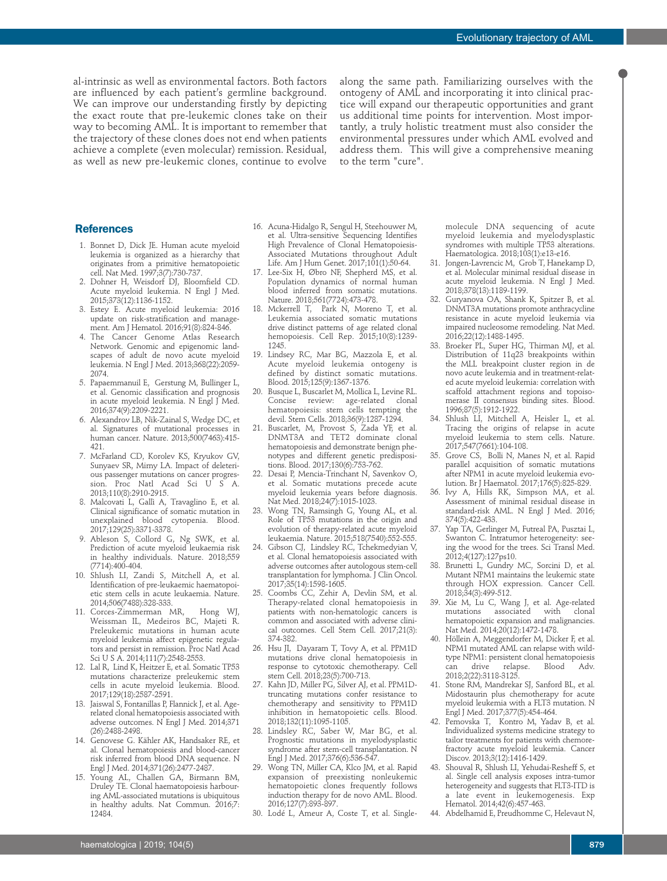al-intrinsic as well as environmental factors. Both factors are influenced by each patient's germline background. We can improve our understanding firstly by depicting the exact route that pre-leukemic clones take on their way to becoming AML. It is important to remember that the trajectory of these clones does not end when patients achieve a complete (even molecular) remission. Residual, as well as new pre-leukemic clones, continue to evolve along the same path. Familiarizing ourselves with the ontogeny of AML and incorporating it into clinical practice will expand our therapeutic opportunities and grant us additional time points for intervention. Most importantly, a truly holistic treatment must also consider the environmental pressures under which AML evolved and address them. This will give a comprehensive meaning to the term "cure".

## References

1. Bonnet D, Dick JE. Human acute myeloid leukemia is organized as a hierarchy that originates from a primitive hematopoietic cell. Nat Med. 1997;3(7):730-737.
2. Dohner H, Weisdorf DJ, Bloomfield CD. Acute myeloid leukemia. N Engl J Med. 2015;373(12):1136-1152.
3. Estey E. Acute myeloid leukemia: 2016 update on risk-stratification and management. Am J Hematol. 2016;91(8):824-846.
4. The Cancer Genome Atlas Research Network. Genomic and epigenomic landscapes of adult de novo acute myeloid leukemia. N Engl J Med. 2013;368(22):2059-2074.
5. Papaemmanuil E, Gerstung M, Bullinger L, et al. Genomic classification and prognosis in acute myeloid leukemia. N Engl J Med. 2016;374(9):2209-2221.
6. Alexandrov LB, Nik-Zainal S, Wedge DC, et al. Signatures of mutational processes in human cancer. Nature. 2013;500(7463):415-421.
7. McFarland CD, Korolev KS, Kryukov GV, Sunyaev SR, Mirny LA. Impact of deleterious passenger mutations on cancer progression. Proc Natl Acad Sci U S A. 2013;110(8):2910-2915.
8. Malcovati L, Gallì A, Travaglino E, et al. Clinical significance of somatic mutation in unexplained blood cytopenia. Blood. 2017;129(25):3371-3378.
9. Abelson S, Collord G, Ng SWK, et al. Prediction of acute myeloid leukaemia risk in healthy individuals. Nature. 2018;559 (7714):400-404.
10. Shlush LI, Zandi S, Mitchell A, et al. Identification of pre-leukaemic haematopoietic stem cells in acute leukaemia. Nature. 2014;506(7488):328-333.
11. Corces-Zimmerman MR, Hong WJ, Weissman IL, Medeiros BC, Majeti R. Preleukemic mutations in human acute myeloid leukemia affect epigenetic regulators and persist in remission. Proc Natl Acad Sci U S A. 2014;111(7):2548-2553.
12. Lal R, Lind K, Heitzer E, et al. Somatic TP53 mutations characterize preleukemic stem cells in acute myeloid leukemia. Blood. 2017;129(18):2587-2591.
13. Jaiswal S, Fontanillas P, Flannick J, et al. Age-related clonal hematopoiesis associated with adverse outcomes. N Engl J Med. 2014;371 (26):2488-2498.
14. Genovese G. Kähler AK, Handsaker RE, et al. Clonal hematopoiesis and blood-cancer risk inferred from blood DNA sequence. N Engl J Med. 2014;371(26):2477-2487.
15. Young AL, Challen GA, Birmann BM, Druley TE. Clonal haematopoiesis harbouring AML-associated mutations is ubiquitous in healthy adults. Nat Commun. 2016;7: 12484.
16. Acuna-Hidalgo R, Sengul H, Steehouwer M, et al. Ultra-sensitive Sequencing Identifies High Prevalence of Clonal Hematopoiesis-Associated Mutations throughout Adult Life. Am J Hum Genet. 2017;101(1):50-64.
17. Lee-Six H, Øbro NF, Shepherd MS, et al. Population dynamics of normal human blood inferred from somatic mutations. Nature. 2018;561(7724):473-478.
18. Mckerrell T, Park N, Moreno T, et al. Leukemia associated somatic mutations drive distinct patterns of age related clonal hemopoiesis. Cell Rep. 2015;10(8):1239-1245.
19. Lindsey RC, Mar BG, Mazzola E, et al. Acute myeloid leukemia ontogeny is defined by distinct somatic mutations. Blood. 2015;125(9):1367-1376.
20. Busque L, Buscarlet M, Mollica L, Levine RL. Concise review: age-related clonal hematopoiesis: stem cells tempting the devil. Stem Cells. 2018;36(9):1287-1294.
21. Buscarlet, M, Provost S, Zada YF, et al. DNMT3A and TET2 dominate clonal hematopoiesis and demonstrate benign phenotypes and different genetic predispositions. Blood. 2017;130(6):753-762.
22. Desai P, Mencia-Trinchant N, Savenkov O, et al. Somatic mutations precede acute myeloid leukemia years before diagnosis. Nat Med. 2018;24(7):1015-1023.
23. Wong TN, Ramsingh G, Young AL, et al. Role of TP53 mutations in the origin and evolution of therapy-related acute myeloid leukaemia. Nature. 2015;518(7540):552-555.
24. Gibson CJ, Lindsey RC, Tchekmedyian V, et al. Clonal hematopoiesis associated with adverse outcomes after autologous stem-cell transplantation for lymphoma. J Clin Oncol. 2017;35(14):1598-1605.
25. Coombs CC, Zehir A, Devlin SM, et al. Therapy-related clonal hematopoiesis in patients with non-hematologic cancers is common and associated with adverse clinical outcomes. Cell Stem Cell. 2017;21(3): 374-382.
26. Hsu JI, Dayaram T, Tovy A, et al. PPM1D mutations drive clonal hematopoiesis in response to cytotoxic chemotherapy. Cell stem Cell. 2018;23(5):700-713.
27. Kahn JD, Miller PG, Silver AJ, et al. PPM1D-truncating mutations confer resistance to chemotherapy and sensitivity to PPM1D inhibition in hematopoietic cells. Blood. 2018;132(11):1095-1105.
28. Lindsey RC, Saber W, Mar BG, et al. Prognostic mutations in myelodysplastic syndrome after stem-cell transplantation. N Engl J Med. 2017;376(6):536-547.
29. Wong TN, Miller CA, Klco JM, et al. Rapid expansion of preexisting nonleukemic hematopoietic clones frequently follows induction therapy for de novo AML. Blood. 2016;127(7):893-897.
30. Lodé L, Ameur A, Coste T, et al. Single-molecule DNA sequencing of acute myeloid leukemia and myelodysplastic syndromes with multiple TP53 alterations. Haematologica. 2018;103(1):e13-e16.
31. Jongen-Lavrencic M, Grob T, Hanekamp D, et al. Molecular minimal residual disease in acute myeloid leukemia. N Engl J Med. 2018;378(13):1189-1199.
32. Guryanova OA, Shank K, Spitzer B, et al. DNMT3A mutations promote anthracycline resistance in acute myeloid leukemia via impaired nucleosome remodeling. Nat Med. 2016;22(12):1488-1495.
33. Broeker PL, Super HG, Thirman MJ, et al. Distribution of 11q23 breakpoints within the MLL breakpoint cluster region in de novo acute leukemia and in treatment-related acute myeloid leukemia: correlation with scaffold attachment regions and topoisomerase II consensus binding sites. Blood. 1996;87(5):1912-1922.
34. Shlush LI, Mitchell A, Heisler L, et al. Tracing the origins of relapse in acute myeloid leukaemia to stem cells. Nature. 2017;547(7661):104-108.
35. Grove CS, Bolli N, Manes N, et al. Rapid parallel acquisition of somatic mutations after NPM1 in acute myeloid leukemia evolution. Br J Haematol. 2017;176(5):825-829.
36. Ivy A, Hills RK, Simpson MA, et al. Assessment of minimal residual disease in standard-risk AML. N Engl J Med. 2016; 374(5):422-433.
37. Yap TA, Gerlinger M, Futreal PA, Pusztai L, Swanton C. Intratumor heterogeneity: seeing the wood for the trees. Sci Transl Med. 2012;4(127):127ps10.
38. Brunetti L, Gundry MC, Sorcini D, et al. Mutant NPM1 maintains the leukemic state through HOX expression. Cancer Cell. 2018;34(3):499-512.
39. Xie M, Lu C, Wang J, et al. Age-related mutations associated with clonal hematopoietic expansion and malignancies. Nat Med. 2014;20(12):1472-1478.
40. Höllein A, Meggendorfer M, Dicker F, et al. NPM1 mutated AML can relapse with wild-type NPM1: persistent clonal hematopoiesis can drive relapse. Blood Adv. 2018;2(22):3118-3125.
41. Stone RM, Mandrekar SJ, Sanford BL, et al. Midostaurin plus chemotherapy for acute myeloid leukemia with a FLT3 mutation. N Engl J Med. 2017;377(5):454-464.
42. Pemovska T, Kontro M, Yadav B, et al. Individualized systems medicine strategy to tailor treatments for patients with chemorefractory acute myeloid leukemia. Cancer Discov. 2013;3(12):1416-1429.
43. Shouval R, Shlush LI, Yehudai-Resheff S, et al. Single cell analysis exposes intra-tumor heterogeneity and suggests that FLT3-ITD is a late event in leukemogenesis. Exp Hematol. 2014;42(6):457-463.
44. Abdelhamid E, Preudhomme C, Helevaut N,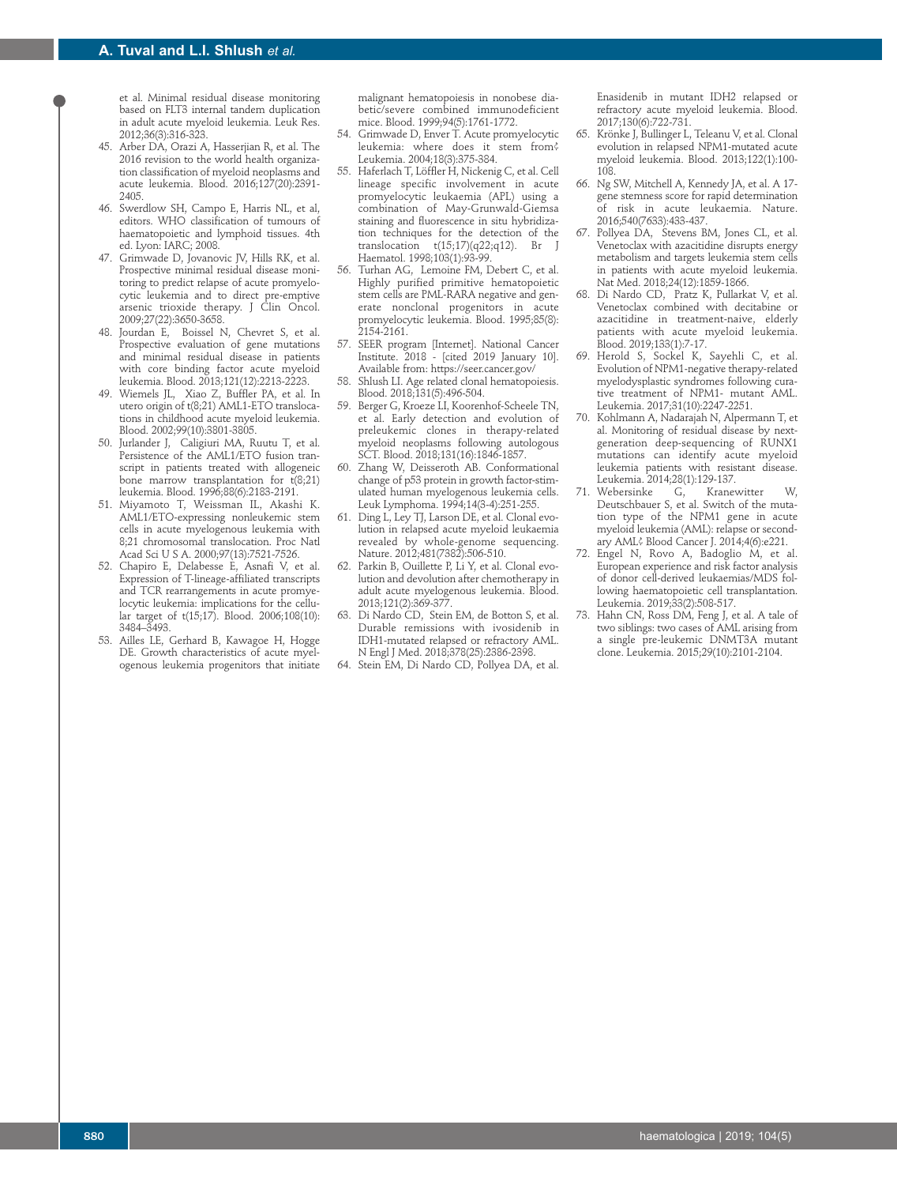et al. Minimal residual disease monitoring based on FLT3 internal tandem duplication in adult acute myeloid leukemia. Leuk Res. 2012;36(3):316-323.

45. Arber DA, Orazi A, Hasserjian R, et al. The 2016 revision to the world health organization classification of myeloid neoplasms and acute leukemia. Blood. 2016;127(20):2391-2405.
46. Swerdlow SH, Campo E, Harris NL, et al, editors. WHO classification of tumours of haematopoietic and lymphoid tissues. 4th ed. Lyon: IARC; 2008.
47. Grimwade D, Jovanovic JV, Hills RK, et al. Prospective minimal residual disease monitoring to predict relapse of acute promyelocytic leukemia and to direct pre-emptive arsenic trioxide therapy. J Clin Oncol. 2009;27(22):3650-3658.
48. Jourdan E, Boissel N, Chevret S, et al. Prospective evaluation of gene mutations and minimal residual disease in patients with core binding factor acute myeloid leukemia. Blood. 2013;121(12):2213-2223.
49. Wiemels JL, Xiao Z, Buffler PA, et al. In utero origin of t(8;21) AML1-ETO translocations in childhood acute myeloid leukemia. Blood. 2002;99(10):3801-3805.
50. Jurlander J, Caligiuri MA, Ruutu T, et al. Persistence of the AML1/ETO fusion transcript in patients treated with allogeneic bone marrow transplantation for t(8;21) leukemia. Blood. 1996;88(6):2183-2191.
51. Miyamoto T, Weissman IL, Akashi K. AML1/ETO-expressing nonleukemic stem cells in acute myelogenous leukemia with 8;21 chromosomal translocation. Proc Natl Acad Sci U S A. 2000;97(13):7521-7526.
52. Chapiro E, Delabesse E, Asnafi V, et al. Expression of T-lineage-affiliated transcripts and TCR rearrangements in acute promyelocytic leukemia: implications for the cellular target of t(15;17). Blood. 2006;108(10):3484–3493.
53. Ailles LE, Gerhard B, Kawagoe H, Hogge DE. Growth characteristics of acute myelogenous leukemia progenitors that initiate malignant hematopoiesis in nonobese diabetic/severe combined immunodeficient mice. Blood. 1999;94(5):1761-1772.
54. Grimwade D, Enver T. Acute promyelocytic leukemia: where does it stem from? Leukemia. 2004;18(3):375-384.
55. Haferlach T, Löffler H, Nickenig C, et al. Cell lineage specific involvement in acute promyelocytic leukaemia (APL) using a combination of May-Grunwald-Giemsa staining and fluorescence in situ hybridization techniques for the detection of the translocation t(15;17)(q22;q12). Br J Haematol. 1998;103(1):93-99.
56. Turhan AG, Lemoine FM, Debert C, et al. Highly purified primitive hematopoietic stem cells are PML-RARA negative and generate nonclonal progenitors in acute promyelocytic leukemia. Blood. 1995;85(8):2154-2161.
57. SEER program [Internet]. National Cancer Institute. 2018 - [cited 2019 January 10]. Available from: https://seer.cancer.gov/
58. Shlush LI. Age related clonal hematopoiesis. Blood. 2018;131(5):496-504.
59. Berger G, Kroeze LI, Koorenhof-Scheele TN, et al. Early detection and evolution of preleukemic clones in therapy-related myeloid neoplasms following autologous SCT. Blood. 2018;131(16):1846-1857.
60. Zhang W, Deisseroth AB. Conformational change of p53 protein in growth factor-stimulated human myelogenous leukemia cells. Leuk Lymphoma. 1994;14(3-4):251-255.
61. Ding L, Ley TJ, Larson DE, et al. Clonal evolution in relapsed acute myeloid leukaemia revealed by whole-genome sequencing. Nature. 2012;481(7382):506-510.
62. Parkin B, Ouillette P, Li Y, et al. Clonal evolution and devolution after chemotherapy in adult acute myelogenous leukemia. Blood. 2013;121(2):369-377.
63. Di Nardo CD, Stein EM, de Botton S, et al. Durable remissions with ivosidenib in IDH1-mutated relapsed or refractory AML. N Engl J Med. 2018;378(25):2386-2398.
64. Stein EM, Di Nardo CD, Pollyea DA, et al. Enasidenib in mutant IDH2 relapsed or refractory acute myeloid leukemia. Blood. 2017;130(6):722-731.
65. Krönke J, Bullinger L, Teleanu V, et al. Clonal evolution in relapsed NPM1-mutated acute myeloid leukemia. Blood. 2013;122(1):100-108.
66. Ng SW, Mitchell A, Kennedy JA, et al. A 17-gene stemness score for rapid determination of risk in acute leukaemia. Nature. 2016;540(7633):433-437.
67. Pollyea DA, Stevens BM, Jones CL, et al. Venetoclax with azacitidine disrupts energy metabolism and targets leukemia stem cells in patients with acute myeloid leukemia. Nat Med. 2018;24(12):1859-1866.
68. Di Nardo CD, Pratz K, Pullarkat V, et al. Venetoclax combined with decitabine or azacitidine in treatment-naive, elderly patients with acute myeloid leukemia. Blood. 2019;133(1):7-17.
69. Herold S, Sockel K, Sayehli C, et al. Evolution of NPM1-negative therapy-related myelodysplastic syndromes following curative treatment of NPM1- mutant AML. Leukemia. 2017;31(10):2247-2251.
70. Kohlmann A, Nadarajah N, Alpermann T, et al. Monitoring of residual disease by next-generation deep-sequencing of RUNX1 mutations can identify acute myeloid leukemia patients with resistant disease. Leukemia. 2014;28(1):129-137.
71. Webersinke G, Kranewitter W, Deutschbauer S, et al. Switch of the mutation type of the NPM1 gene in acute myeloid leukemia (AML): relapse or secondary AML? Blood Cancer J. 2014;4(6):e221.
72. Engel N, Rovo A, Badoglio M, et al. European experience and risk factor analysis of donor cell-derived leukaemias/MDS following haematopoietic cell transplantation. Leukemia. 2019;33(2):508-517.
73. Hahn CN, Ross DM, Feng J, et al. A tale of two siblings: two cases of AML arising from a single pre-leukemic DNMT3A mutant clone. Leukemia. 2015;29(10):2101-2104.